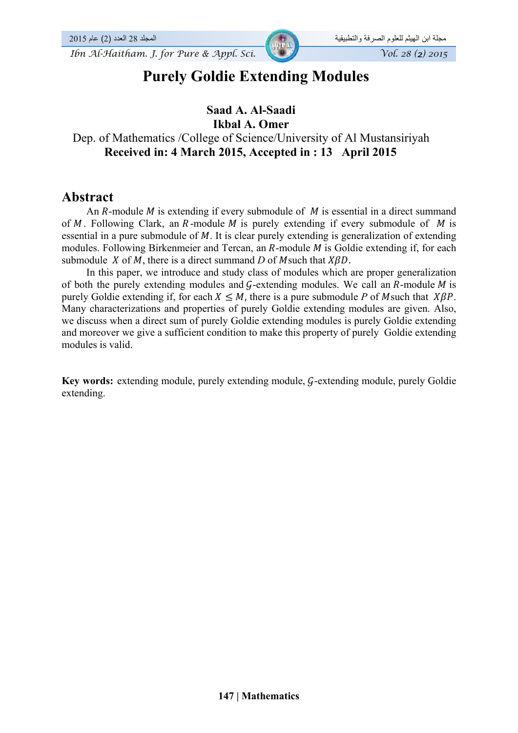# Purely Goldie Extending Modules

**Saad A. Al-Saadi**
**Ikbal A. Omer**
Dep. of Mathematics /College of Science/University of Al Mustansiriyah
**Received in: 4 March 2015, Accepted in : 13 April 2015**

## Abstract

An $R$-module $M$ is extending if every submodule of $M$ is essential in a direct summand of $M$. Following Clark, an $R$-module $M$ is purely extending if every submodule of $M$ is essential in a pure submodule of $M$. It is clear purely extending is generalization of extending modules. Following Birkenmeier and Tercan, an $R$-module $M$ is Goldie extending if, for each submodule $X$ of $M$, there is a direct summand $D$ of $M$ such that $X\beta D$.

In this paper, we introduce and study class of modules which are proper generalization of both the purely extending modules and $\mathcal{G}$-extending modules. We call an $R$-module $M$ is purely Goldie extending if, for each $X \leq M$, there is a pure submodule $P$ of $M$ such that $X\beta P$. Many characterizations and properties of purely Goldie extending modules are given. Also, we discuss when a direct sum of purely Goldie extending modules is purely Goldie extending and moreover we give a sufficient condition to make this property of purely Goldie extending modules is valid.

**Key words:** extending module, purely extending module, $\mathcal{G}$-extending module, purely Goldie extending.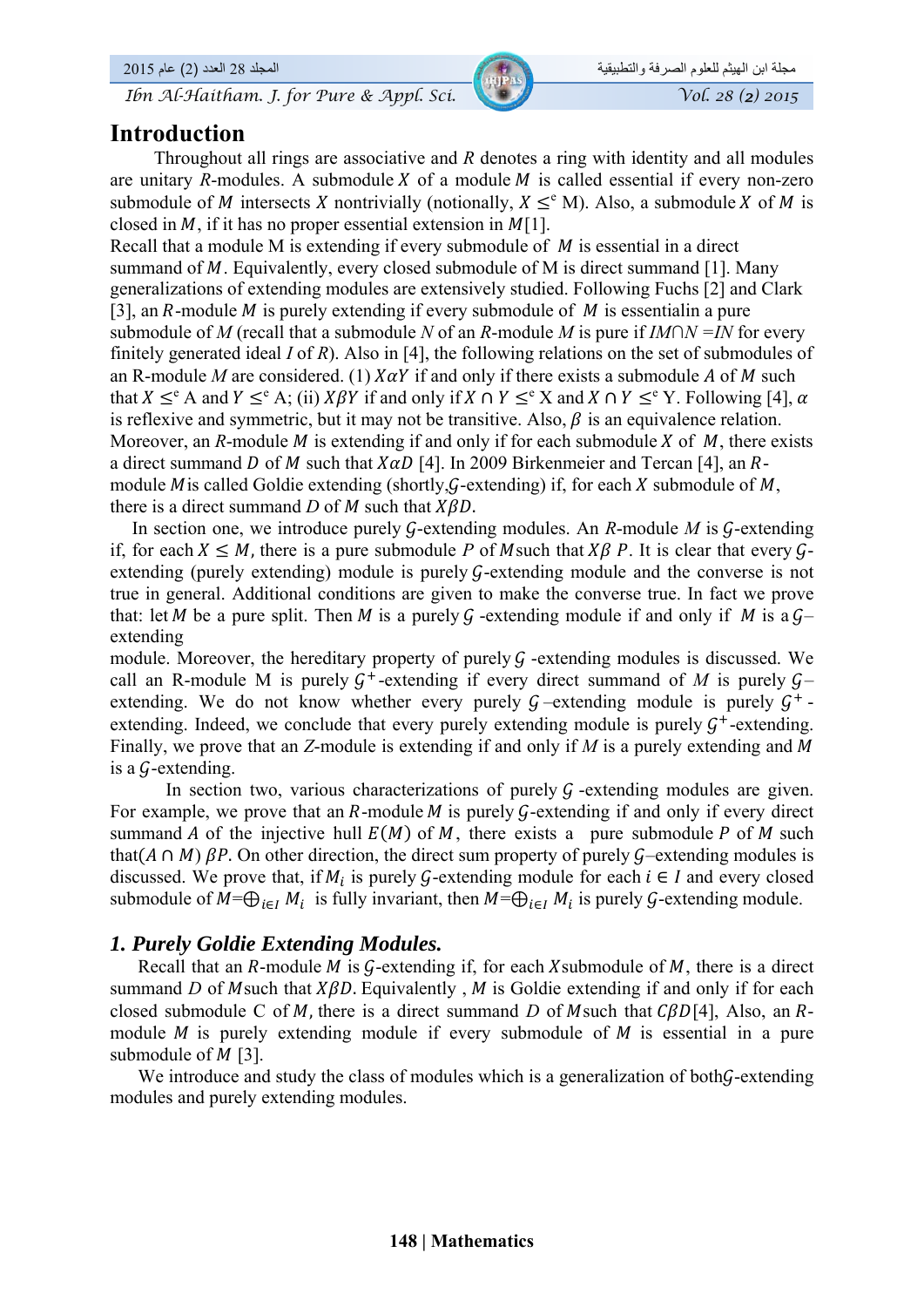# Introduction

Throughout all rings are associative and $R$ denotes a ring with identity and all modules are unitary $R$-modules. A submodule $X$ of a module $M$ is called essential if every non-zero submodule of $M$ intersects $X$ nontrivially (notionally, $X \leq^{e} M$). Also, a submodule $X$ of $M$ is closed in $M$, if it has no proper essential extension in $M$[1].

Recall that a module M is extending if every submodule of $M$ is essential in a direct summand of $M$. Equivalently, every closed submodule of M is direct summand [1]. Many generalizations of extending modules are extensively studied. Following Fuchs [2] and Clark [3], an $R$-module $M$ is purely extending if every submodule of $M$ is essentialin a pure submodule of *M* (recall that a submodule *N* of an *R*-module *M* is pure if $IM \cap N = IN$ for every finitely generated ideal *I* of *R*). Also in [4], the following relations on the set of submodules of an R-module *M* are considered. (1) $X\alpha Y$ if and only if there exists a submodule $A$ of $M$ such that $X \leq^{e} A$ and $Y \leq^{e} A$; (ii) $X\beta Y$ if and only if $X \cap Y \leq^{e} X$ and $X \cap Y \leq^{e} Y$. Following [4], $\alpha$ is reflexive and symmetric, but it may not be transitive. Also, $\beta$ is an equivalence relation. Moreover, an $R$-module $M$ is extending if and only if for each submodule $X$ of $M$, there exists a direct summand $D$ of $M$ such that $X\alpha D$ [4]. In 2009 Birkenmeier and Tercan [4], an $R$-module $M$is called Goldie extending (shortly,$\mathcal{G}$-extending) if, for each $X$ submodule of $M$, there is a direct summand $D$ of $M$ such that $X\beta D$.

In section one, we introduce purely $\mathcal{G}$-extending modules. An $R$-module $M$ is $\mathcal{G}$-extending if, for each $X \leq M$, there is a pure submodule $P$ of $M$such that $X\beta\, P$. It is clear that every $\mathcal{G}$-extending (purely extending) module is purely $\mathcal{G}$-extending module and the converse is not true in general. Additional conditions are given to make the converse true. In fact we prove that: let $M$ be a pure split. Then $M$ is a purely $\mathcal{G}$ -extending module if and only if $M$ is a $\mathcal{G}$–extending module. Moreover, the hereditary property of purely $\mathcal{G}$ -extending modules is discussed. We call an R-module M is purely $\mathcal{G}^{+}$-extending if every direct summand of *M* is purely $\mathcal{G}$–extending. We do not know whether every purely $\mathcal{G}$ –extending module is purely $\mathcal{G}^{+}$-extending. Indeed, we conclude that every purely extending module is purely $\mathcal{G}^{+}$-extending. Finally, we prove that an *Z*-module is extending if and only if *M* is a purely extending and *M* is a $\mathcal{G}$-extending.

In section two, various characterizations of purely $\mathcal{G}$ -extending modules are given. For example, we prove that an $R$-module $M$ is purely $\mathcal{G}$-extending if and only if every direct summand $A$ of the injective hull $E(M)$ of $M$, there exists a pure submodule $P$ of $M$ such that$(A \cap M)\, \beta P$. On other direction, the direct sum property of purely $\mathcal{G}$–extending modules is discussed. We prove that, if $M_i$ is purely $\mathcal{G}$-extending module for each $i \in I$ and every closed submodule of $M = \bigoplus_{i \in I} M_i$ is fully invariant, then $M = \bigoplus_{i \in I} M_i$ is purely $\mathcal{G}$-extending module.

## *1. Purely Goldie Extending Modules.*

Recall that an $R$-module $M$ is $\mathcal{G}$-extending if, for each $X$submodule of $M$, there is a direct summand $D$ of $M$such that $X\beta D$. Equivalently , $M$ is Goldie extending if and only if for each closed submodule C of $M$, there is a direct summand $D$ of $M$such that $C\beta D$[4], Also, an $R$-module $M$ is purely extending module if every submodule of $M$ is essential in a pure submodule of $M$ [3].

We introduce and study the class of modules which is a generalization of both$\mathcal{G}$-extending modules and purely extending modules.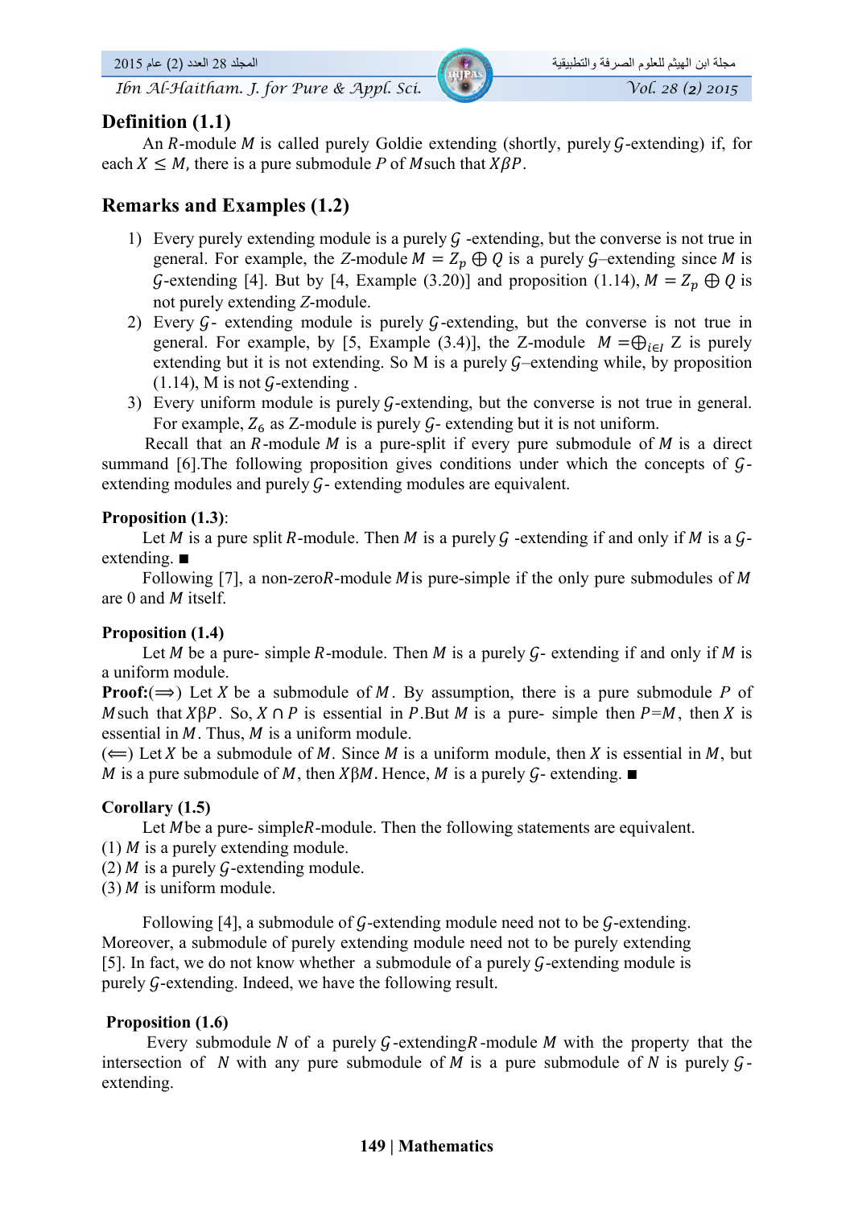## Definition (1.1)

An $R$-module $M$ is called purely Goldie extending (shortly, purely $\mathcal{G}$-extending) if, for each $X \leq M$, there is a pure submodule $P$ of $M$ such that $X\beta P$.

## Remarks and Examples (1.2)

1) Every purely extending module is a purely $\mathcal{G}$ -extending, but the converse is not true in general. For example, the $Z$-module $M = Z_p \oplus Q$ is a purely $\mathcal{G}$–extending since $M$ is $\mathcal{G}$-extending [4]. But by [4, Example (3.20)] and proposition (1.14), $M = Z_p \oplus Q$ is not purely extending $Z$-module.
2) Every $\mathcal{G}$- extending module is purely $\mathcal{G}$-extending, but the converse is not true in general. For example, by [5, Example (3.4)], the Z-module $M = \bigoplus_{i \in I} Z$ is purely extending but it is not extending. So M is a purely $\mathcal{G}$–extending while, by proposition (1.14), M is not $\mathcal{G}$-extending .
3) Every uniform module is purely $\mathcal{G}$-extending, but the converse is not true in general. For example, $Z_6$ as Z-module is purely $\mathcal{G}$- extending but it is not uniform.

Recall that an $R$-module $M$ is a pure-split if every pure submodule of $M$ is a direct summand [6].The following proposition gives conditions under which the concepts of $\mathcal{G}$-extending modules and purely $\mathcal{G}$- extending modules are equivalent.

**Proposition (1.3)**:

Let $M$ is a pure split $R$-module. Then $M$ is a purely $\mathcal{G}$ -extending if and only if $M$ is a $\mathcal{G}$-extending. ■

Following [7], a non-zero $R$-module $M$ is pure-simple if the only pure submodules of $M$ are 0 and $M$ itself.

**Proposition (1.4)**

Let $M$ be a pure- simple $R$-module. Then $M$ is a purely $\mathcal{G}$- extending if and only if $M$ is a uniform module.

**Proof:**($\Longrightarrow$) Let $X$ be a submodule of $M$. By assumption, there is a pure submodule $P$ of $M$ such that $X\beta P$. So, $X \cap P$ is essential in $P$.But $M$ is a pure- simple then $P=M$, then $X$ is essential in $M$. Thus, $M$ is a uniform module.

($\Longleftarrow$) Let $X$ be a submodule of $M$. Since $M$ is a uniform module, then $X$ is essential in $M$, but $M$ is a pure submodule of $M$, then $X\beta M$. Hence, $M$ is a purely $\mathcal{G}$- extending. ■

**Corollary (1.5)**

Let $M$ be a pure- simple $R$-module. Then the following statements are equivalent.

(1) $M$ is a purely extending module.
(2) $M$ is a purely $\mathcal{G}$-extending module.
(3) $M$ is uniform module.

Following [4], a submodule of $\mathcal{G}$-extending module need not to be $\mathcal{G}$-extending. Moreover, a submodule of purely extending module need not to be purely extending [5]. In fact, we do not know whether a submodule of a purely $\mathcal{G}$-extending module is purely $\mathcal{G}$-extending. Indeed, we have the following result.

**Proposition (1.6)**

Every submodule $N$ of a purely $\mathcal{G}$-extending $R$-module $M$ with the property that the intersection of $N$ with any pure submodule of $M$ is a pure submodule of $N$ is purely $\mathcal{G}$-extending.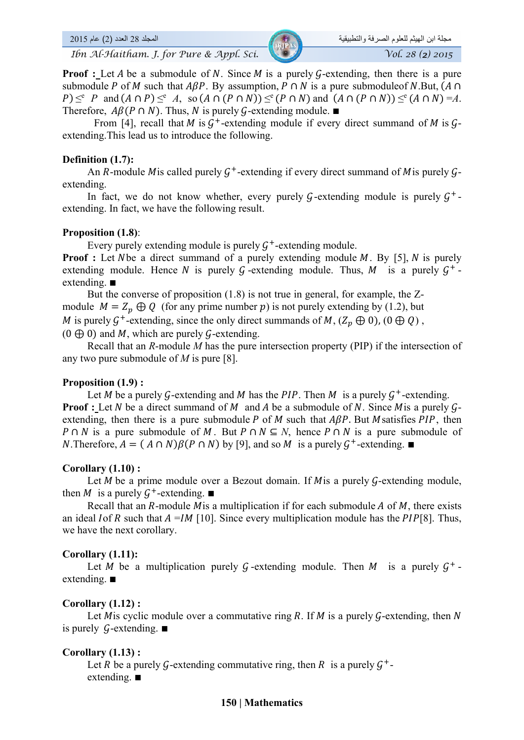**Proof :** Let $A$ be a submodule of $N$. Since $M$ is a purely $\mathcal{G}$-extending, then there is a pure submodule $P$ of $M$ such that $A\beta P$. By assumption, $P \cap N$ is a pure submoduleof $N$.But, $(A \cap P) \leq^e P$ and $(A \cap P) \leq^e A$, so $(A \cap (P \cap N)) \leq^e (P \cap N)$ and $(A \cap (P \cap N)) \leq^e (A \cap N) = A$. Therefore, $A\beta(P \cap N)$. Thus, $N$ is purely $\mathcal{G}$-extending module. ■

From [4], recall that $M$ is $\mathcal{G}^+$-extending module if every direct summand of $M$ is $\mathcal{G}$-extending.This lead us to introduce the following.

**Definition (1.7):**

An $R$-module $M$is called purely $\mathcal{G}^+$-extending if every direct summand of $M$is purely $\mathcal{G}$-extending.

In fact, we do not know whether, every purely $\mathcal{G}$-extending module is purely $\mathcal{G}^+$-extending. In fact, we have the following result.

**Proposition (1.8)**:

Every purely extending module is purely $\mathcal{G}^+$-extending module.

**Proof :** Let $N$be a direct summand of a purely extending module $M$. By [5], $N$ is purely extending module. Hence $N$ is purely $\mathcal{G}$-extending module. Thus, $M$ is a purely $\mathcal{G}^+$-extending. ■

But the converse of proposition (1.8) is not true in general, for example, the Z-module $M = Z_p \oplus Q$ (for any prime number $p$) is not purely extending by (1.2), but $M$ is purely $\mathcal{G}^+$-extending, since the only direct summands of $M$, $(Z_p \oplus 0)$, $(0 \oplus Q)$, $(0 \oplus 0)$ and $M$, which are purely $\mathcal{G}$-extending.

Recall that an $R$-module $M$ has the pure intersection property (PIP) if the intersection of any two pure submodule of $M$ is pure [8].

**Proposition (1.9) :**

Let $M$ be a purely $\mathcal{G}$-extending and $M$ has the $PIP$. Then $M$ is a purely $\mathcal{G}^+$-extending.

**Proof :** Let $N$ be a direct summand of $M$ and $A$ be a submodule of $N$. Since $M$is a purely $\mathcal{G}$-extending, then there is a pure submodule $P$ of $M$ such that $A\beta P$. But $M$satisfies $PIP$, then $P \cap N$ is a pure submodule of $M$. But $P \cap N \subseteq N$, hence $P \cap N$ is a pure submodule of $N$.Therefore, $A = (A \cap N)\beta(P \cap N)$ by [9], and so $M$ is a purely $\mathcal{G}^+$-extending. ■

**Corollary (1.10) :**

Let $M$ be a prime module over a Bezout domain. If $M$is a purely $\mathcal{G}$-extending module, then $M$ is a purely $\mathcal{G}^+$-extending. ■

Recall that an $R$-module $M$is a multiplication if for each submodule $A$ of $M$, there exists an ideal $I$of $R$ such that $A = IM$ [10]. Since every multiplication module has the $PIP$[8]. Thus, we have the next corollary.

**Corollary (1.11):**

Let $M$ be a multiplication purely $\mathcal{G}$-extending module. Then $M$ is a purely $\mathcal{G}^+$-extending. ■

**Corollary (1.12) :**

Let $M$is cyclic module over a commutative ring $R$. If $M$ is a purely $\mathcal{G}$-extending, then $N$ is purely $\mathcal{G}$-extending. ■

**Corollary (1.13) :**

Let $R$ be a purely $\mathcal{G}$-extending commutative ring, then $R$ is a purely $\mathcal{G}^+$-extending. ■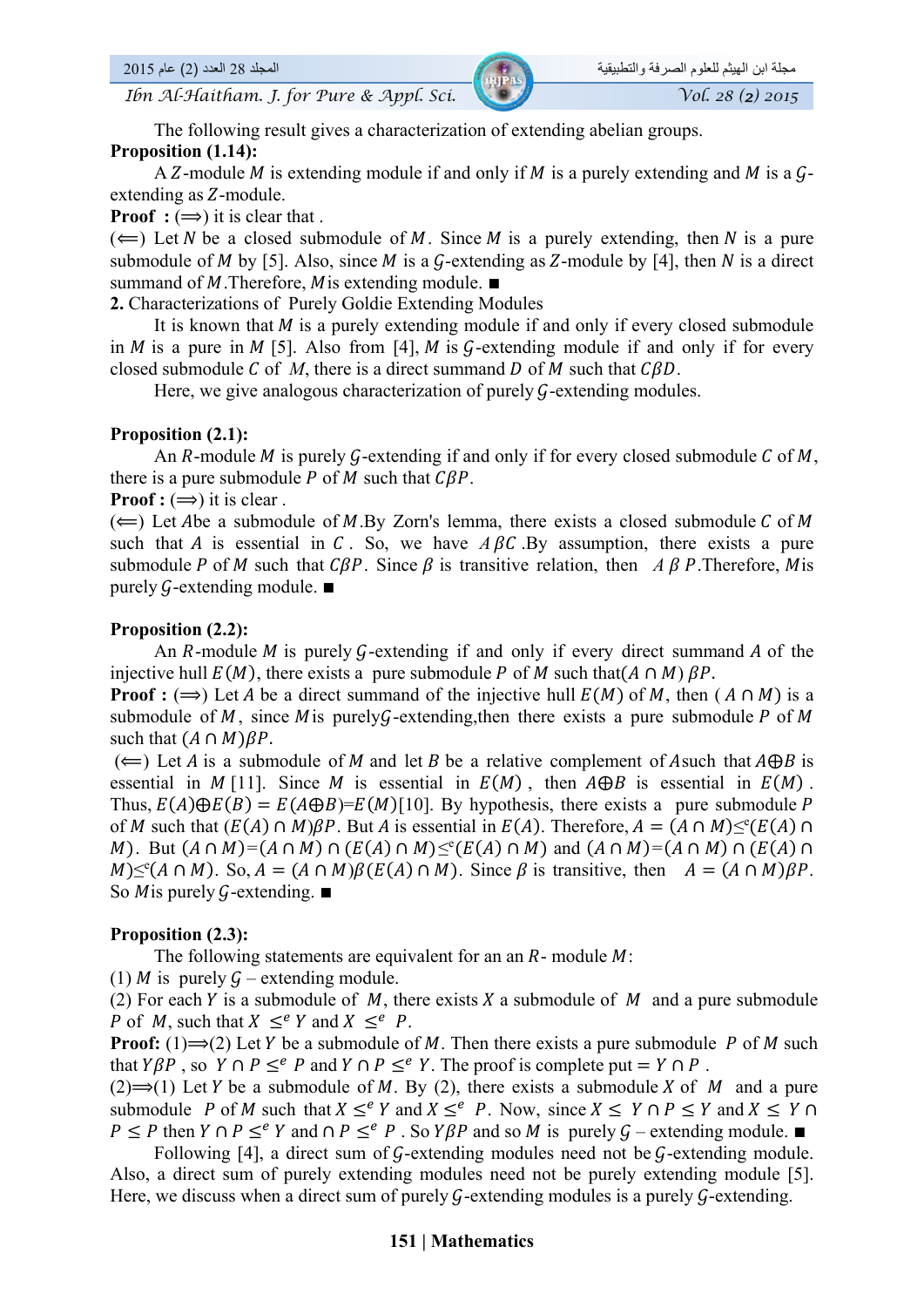The following result gives a characterization of extending abelian groups.

**Proposition (1.14):**

A $Z$-module $M$ is extending module if and only if $M$ is a purely extending and $M$ is a $\mathcal{G}$-extending as $Z$-module.

**Proof :** $(\Longrightarrow)$ it is clear that .

$(\Longleftarrow)$ Let $N$ be a closed submodule of $M$. Since $M$ is a purely extending, then $N$ is a pure submodule of $M$ by [5]. Also, since $M$ is a $\mathcal{G}$-extending as $Z$-module by [4], then $N$ is a direct summand of $M$.Therefore, $M$is extending module. ■

**2.** Characterizations of Purely Goldie Extending Modules

It is known that $M$ is a purely extending module if and only if every closed submodule in $M$ is a pure in $M$ [5]. Also from [4], $M$ is $\mathcal{G}$-extending module if and only if for every closed submodule $C$ of $M$, there is a direct summand $D$ of $M$ such that $C\beta D$.

Here, we give analogous characterization of purely $\mathcal{G}$-extending modules.

**Proposition (2.1):**

An $R$-module $M$ is purely $\mathcal{G}$-extending if and only if for every closed submodule $C$ of $M$, there is a pure submodule $P$ of $M$ such that $C\beta P$.

**Proof :** $(\Longrightarrow)$ it is clear .

$(\Longleftarrow)$ Let $A$be a submodule of $M$.By Zorn's lemma, there exists a closed submodule $C$ of $M$ such that $A$ is essential in $C$ . So, we have $A\,\beta C$ .By assumption, there exists a pure submodule $P$ of $M$ such that $C\beta P$. Since $\beta$ is transitive relation, then $A\ \beta\ P$.Therefore, $M$is purely $\mathcal{G}$-extending module. ■

**Proposition (2.2):**

An $R$-module $M$ is purely $\mathcal{G}$-extending if and only if every direct summand $A$ of the injective hull $E(M)$, there exists a pure submodule $P$ of $M$ such that$(A \cap M)\ \beta P$.

**Proof :** $(\Longrightarrow)$ Let $A$ be a direct summand of the injective hull $E(M)$ of $M$, then $(A \cap M)$ is a submodule of $M$, since $M$is purely$\mathcal{G}$-extending,then there exists a pure submodule $P$ of $M$ such that $(A \cap M)\beta P$.

$(\Longleftarrow)$ Let $A$ is a submodule of $M$ and let $B$ be a relative complement of $A$such that $A \oplus B$ is essential in $M$ [11]. Since $M$ is essential in $E(M)$ , then $A \oplus B$ is essential in $E(M)$ . Thus, $E(A) \oplus E(B) = E(A \oplus B)$=$E(M)$[10]. By hypothesis, there exists a pure submodule $P$ of $M$ such that $(E(A) \cap M)\beta P$. But $A$ is essential in $E(A)$. Therefore, $A = (A \cap M) \leq^{e} (E(A) \cap M)$. But $(A \cap M)$=$(A \cap M) \cap (E(A) \cap M) \leq^{e} (E(A) \cap M)$ and $(A \cap M)$=$(A \cap M) \cap (E(A) \cap M) \leq^{e} (A \cap M)$. So, $A = (A \cap M)\beta (E(A) \cap M)$. Since $\beta$ is transitive, then $A = (A \cap M)\beta P$. So $M$is purely $\mathcal{G}$-extending. ■

**Proposition (2.3):**

The following statements are equivalent for an an $R$- module $M$:

(1) $M$ is purely $\mathcal{G}$ – extending module.

(2) For each $Y$ is a submodule of $M$, there exists $X$ a submodule of $M$ and a pure submodule $P$ of $M$, such that $X \leq^{e} Y$ and $X \leq^{e} P$.

**Proof:** (1)⟹(2) Let $Y$ be a submodule of $M$. Then there exists a pure submodule $P$ of $M$ such that $Y\beta P$ , so $Y \cap P \leq^{e} P$ and $Y \cap P \leq^{e} Y$. The proof is complete put $= Y \cap P$ .

(2)⟹(1) Let $Y$ be a submodule of $M$. By (2), there exists a submodule $X$ of $M$ and a pure submodule $P$ of $M$ such that $X \leq^{e} Y$ and $X \leq^{e} P$. Now, since $X \leq Y \cap P \leq Y$ and $X \leq Y \cap P \leq P$ then $Y \cap P \leq^{e} Y$ and $\cap P \leq^{e} P$ . So $Y\beta P$ and so $M$ is purely $\mathcal{G}$ – extending module. ■

Following [4], a direct sum of $\mathcal{G}$-extending modules need not be $\mathcal{G}$-extending module. Also, a direct sum of purely extending modules need not be purely extending module [5]. Here, we discuss when a direct sum of purely $\mathcal{G}$-extending modules is a purely $\mathcal{G}$-extending.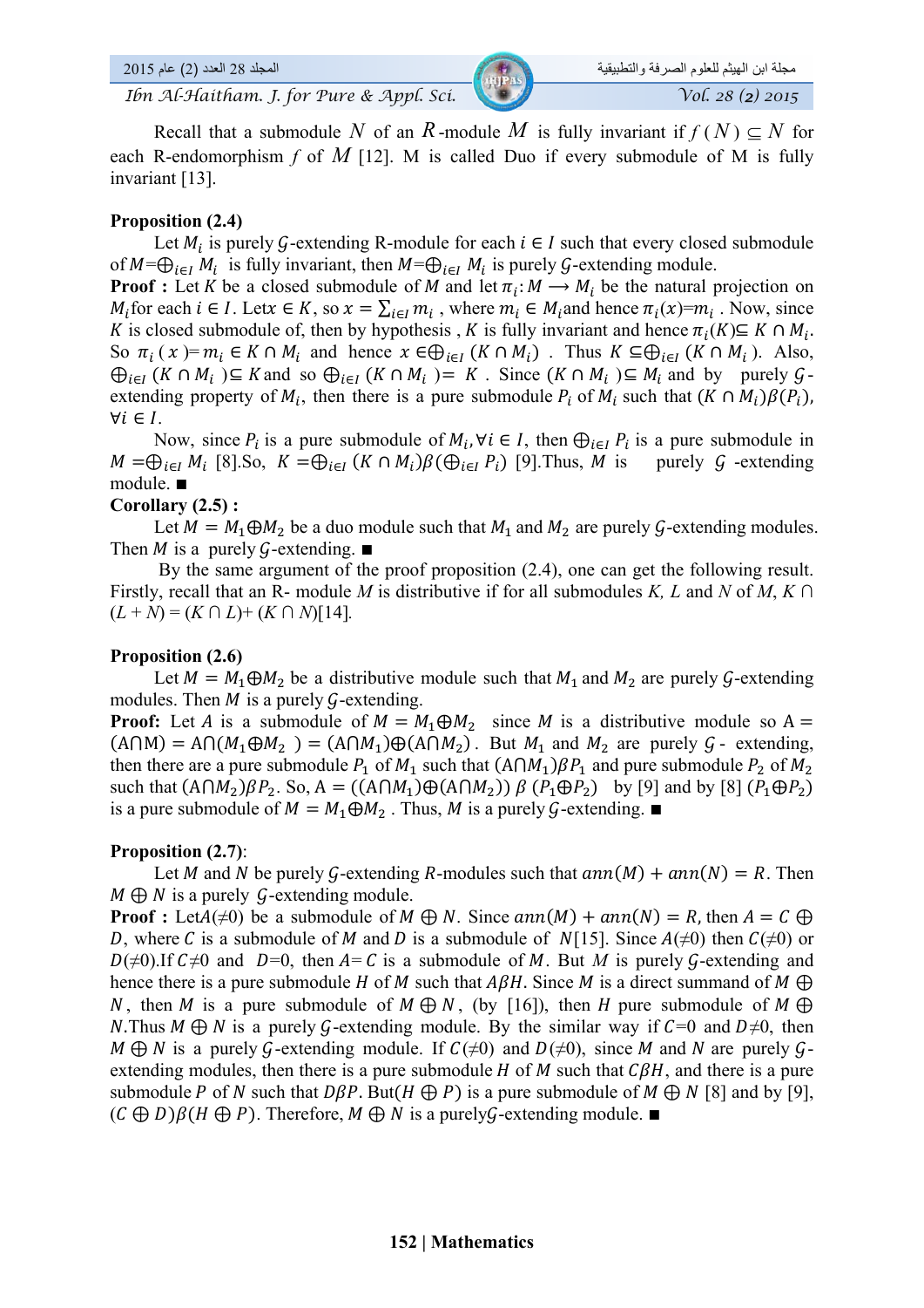Recall that a submodule $N$ of an $R$-module $M$ is fully invariant if $f(N) \subseteq N$ for each R-endomorphism $f$ of $M$ [12]. M is called Duo if every submodule of M is fully invariant [13].

**Proposition (2.4)**

Let $M_i$ is purely $\mathcal{G}$-extending R-module for each $i \in I$ such that every closed submodule of $M = \bigoplus_{i \in I} M_i$ is fully invariant, then $M = \bigoplus_{i \in I} M_i$ is purely $\mathcal{G}$-extending module.

**Proof :** Let $K$ be a closed submodule of $M$ and let $\pi_i : M \longrightarrow M_i$ be the natural projection on $M_i$ for each $i \in I$. Let $x \in K$, so $x = \sum_{i \in I} m_i$ , where $m_i \in M_i$ and hence $\pi_i(x) = m_i$ . Now, since $K$ is closed submodule of, then by hypothesis , $K$ is fully invariant and hence $\pi_i(K) \subseteq K \cap M_i$. So $\pi_i(x) = m_i \in K \cap M_i$ and hence $x \in \bigoplus_{i \in I} (K \cap M_i)$ . Thus $K \subseteq \bigoplus_{i \in I} (K \cap M_i)$. Also, $\bigoplus_{i \in I} (K \cap M_i) \subseteq K$ and so $\bigoplus_{i \in I} (K \cap M_i) = K$ . Since $(K \cap M_i) \subseteq M_i$ and by purely $\mathcal{G}$-extending property of $M_i$, then there is a pure submodule $P_i$ of $M_i$ such that $(K \cap M_i)\beta(P_i)$, $\forall i \in I$.

Now, since $P_i$ is a pure submodule of $M_i, \forall i \in I$, then $\bigoplus_{i \in I} P_i$ is a pure submodule in $M = \bigoplus_{i \in I} M_i$ [8].So, $K = \bigoplus_{i \in I} (K \cap M_i)\beta(\bigoplus_{i \in I} P_i)$ [9].Thus, $M$ is purely $\mathcal{G}$ -extending module. ■

**Corollary (2.5) :**

Let $M = M_1 \oplus M_2$ be a duo module such that $M_1$ and $M_2$ are purely $\mathcal{G}$-extending modules. Then $M$ is a purely $\mathcal{G}$-extending. ■

By the same argument of the proof proposition (2.4), one can get the following result. Firstly, recall that an R- module *M* is distributive if for all submodules *K, L* and *N* of *M*, $K \cap (L + N) = (K \cap L) + (K \cap N)$[14].

**Proposition (2.6)**

Let $M = M_1 \oplus M_2$ be a distributive module such that $M_1$ and $M_2$ are purely $\mathcal{G}$-extending modules. Then $M$ is a purely $\mathcal{G}$-extending.

**Proof:** Let $A$ is a submodule of $M = M_1 \oplus M_2$ since $M$ is a distributive module so $A = (A \cap M) = A \cap (M_1 \oplus M_2) = (A \cap M_1) \oplus (A \cap M_2)$. But $M_1$ and $M_2$ are purely $\mathcal{G}$- extending, then there are a pure submodule $P_1$ of $M_1$ such that $(A \cap M_1)\beta P_1$ and pure submodule $P_2$ of $M_2$ such that $(A \cap M_2)\beta P_2$. So, $A = ((A \cap M_1) \oplus (A \cap M_2))\ \beta\ (P_1 \oplus P_2)$ by [9] and by [8] $(P_1 \oplus P_2)$ is a pure submodule of $M = M_1 \oplus M_2$ . Thus, $M$ is a purely $\mathcal{G}$-extending. ■

**Proposition (2.7)**:

Let $M$ and $N$ be purely $\mathcal{G}$-extending $R$-modules such that $ann(M) + ann(N) = R$. Then $M \oplus N$ is a purely $\mathcal{G}$-extending module.

**Proof :** Let $A(\neq 0)$ be a submodule of $M \oplus N$. Since $ann(M) + ann(N) = R$, then $A = C \oplus D$, where $C$ is a submodule of $M$ and $D$ is a submodule of $N$[15]. Since $A(\neq 0)$ then $C(\neq 0)$ or $D(\neq 0)$.If $C \neq 0$ and $D = 0$, then $A = C$ is a submodule of $M$. But $M$ is purely $\mathcal{G}$-extending and hence there is a pure submodule $H$ of $M$ such that $A\beta H$. Since $M$ is a direct summand of $M \oplus N$, then $M$ is a pure submodule of $M \oplus N$, (by [16]), then $H$ pure submodule of $M \oplus N$.Thus $M \oplus N$ is a purely $\mathcal{G}$-extending module. By the similar way if $C = 0$ and $D \neq 0$, then $M \oplus N$ is a purely $\mathcal{G}$-extending module. If $C(\neq 0)$ and $D(\neq 0)$, since $M$ and $N$ are purely $\mathcal{G}$-extending modules, then there is a pure submodule $H$ of $M$ such that $C\beta H$, and there is a pure submodule $P$ of $N$ such that $D\beta P$. But$(H \oplus P)$ is a pure submodule of $M \oplus N$ [8] and by [9], $(C \oplus D)\beta(H \oplus P)$. Therefore, $M \oplus N$ is a purely $\mathcal{G}$-extending module. ■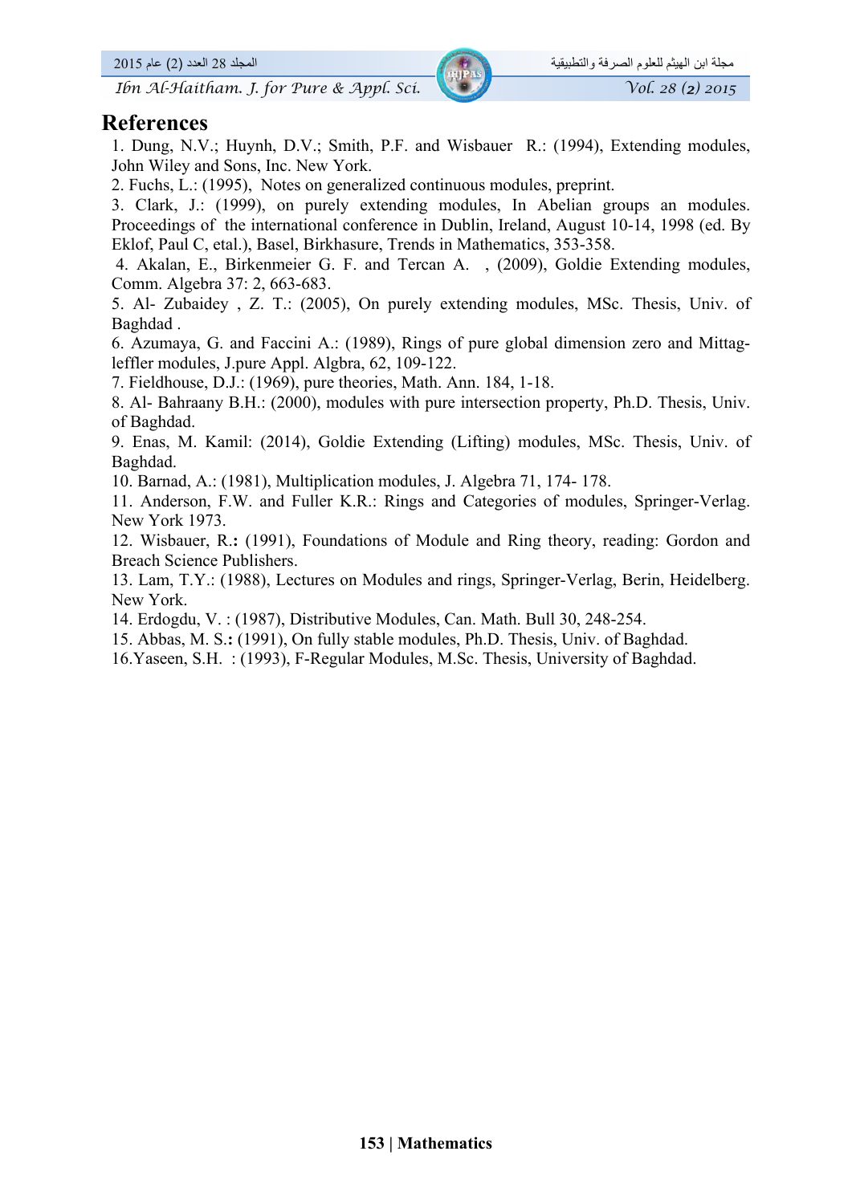# References

1. Dung, N.V.; Huynh, D.V.; Smith, P.F. and Wisbauer R.: (1994), Extending modules, John Wiley and Sons, Inc. New York.
2. Fuchs, L.: (1995), Notes on generalized continuous modules, preprint.
3. Clark, J.: (1999), on purely extending modules, In Abelian groups an modules. Proceedings of the international conference in Dublin, Ireland, August 10-14, 1998 (ed. By Eklof, Paul C, etal.), Basel, Birkhasure, Trends in Mathematics, 353-358.
4. Akalan, E., Birkenmeier G. F. and Tercan A. , (2009), Goldie Extending modules, Comm. Algebra 37: 2, 663-683.
5. Al- Zubaidey , Z. T.: (2005), On purely extending modules, MSc. Thesis, Univ. of Baghdad .
6. Azumaya, G. and Faccini A.: (1989), Rings of pure global dimension zero and Mittag-leffler modules, J.pure Appl. Algbra, 62, 109-122.
7. Fieldhouse, D.J.: (1969), pure theories, Math. Ann. 184, 1-18.
8. Al- Bahraany B.H.: (2000), modules with pure intersection property, Ph.D. Thesis, Univ. of Baghdad.
9. Enas, M. Kamil: (2014), Goldie Extending (Lifting) modules, MSc. Thesis, Univ. of Baghdad.
10. Barnad, A.: (1981), Multiplication modules, J. Algebra 71, 174- 178.
11. Anderson, F.W. and Fuller K.R.: Rings and Categories of modules, Springer-Verlag. New York 1973.
12. Wisbauer, R.**:** (1991), Foundations of Module and Ring theory, reading: Gordon and Breach Science Publishers.
13. Lam, T.Y.: (1988), Lectures on Modules and rings, Springer-Verlag, Berin, Heidelberg. New York.
14. Erdogdu, V. : (1987), Distributive Modules, Can. Math. Bull 30, 248-254.
15. Abbas, M. S.**:** (1991), On fully stable modules, Ph.D. Thesis, Univ. of Baghdad.
16. Yaseen, S.H. : (1993), F-Regular Modules, M.Sc. Thesis, University of Baghdad.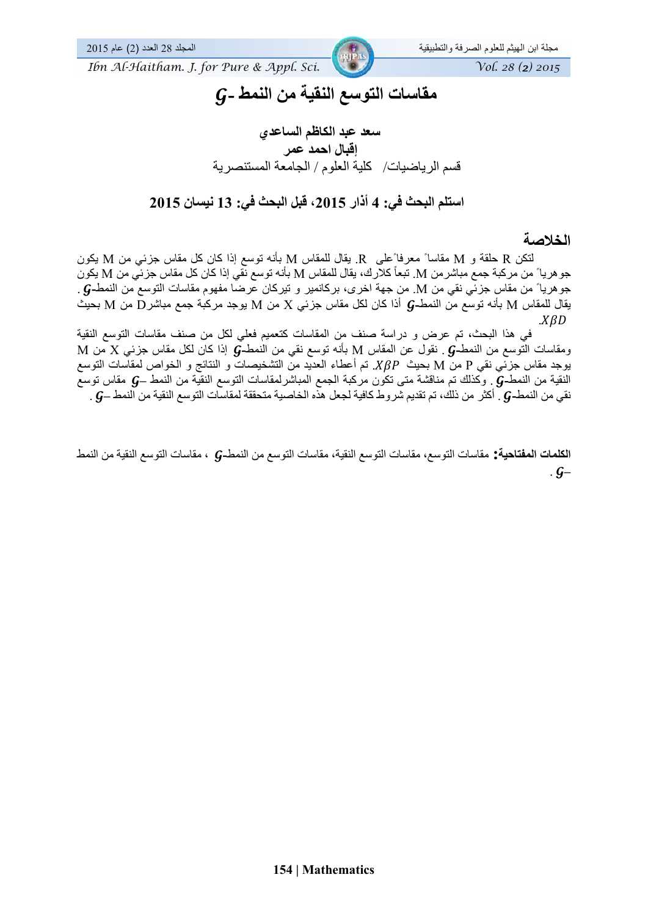# مقاسات التوسع النقية من النمط- $\mathcal{G}$

**سعد عبد الكاظم الساعدي**
**إقبال احمد عمر**
قسم الرياضيات/ كلية العلوم / الجامعة المستنصرية

**استلم البحث في: 4 أذار 2015، قبل البحث في: 13 نيسان 2015**

## الخلاصة

لتكن R حلقة و M مقاساً معرفاً على R. يقال للمقاس M بأنه توسع إذا كان كل مقاس جزئي من M يكون جوهرياً من مركبة جمع مباشرمن M. تبعاً كلارك، يقال للمقاس M بأنه توسع نقي إذا كان كل مقاس جزئي من M يكون جوهرياً من مقاس جزئي نقي من M. من جهة اخرى، بركامير و تيركان عرضا مفهوم مقاسات التوسع من النمط-$\mathcal{G}$. يقال للمقاس M بأنه توسع من النمط-$\mathcal{G}$ أذا كان لكل مقاس جزئي X من M يوجد مركبة جمع مباشرD من M بحيث $X\beta D$.

في هذا البحث، تم عرض و دراسة صنف من المقاسات كتعميم فعلي لكل من صنف مقاسات التوسع النقية ومقاسات التوسع من النمط-$\mathcal{G}$. نقول عن المقاس M بأنه توسع نقي من النمط-$\mathcal{G}$ إذا كان لكل مقاس جزئي X من M يوجد مقاس جزئي نقي P من M بحيث $X\beta P$. تم أعطاء العديد من التشخيصات و النتائج و الخواص لمقاسات التوسع النقية من النمط-$\mathcal{G}$. وكذلك تم مناقشة متى تكون مركبة الجمع المباشرلمقاسات التوسع النقية من النمط –$\mathcal{G}$ مقاس توسع نقي من النمط-$\mathcal{G}$. أكثر من ذلك، تم تقديم شروط كافية لجعل هذه الخاصية متحققة لمقاسات التوسع النقية من النمط –$\mathcal{G}$.

**الكلمات المفتاحية:** مقاسات التوسع، مقاسات التوسع النقية، مقاسات التوسع من النمط-$\mathcal{G}$ ، مقاسات التوسع النقية من النمط $\mathcal{G}-$.